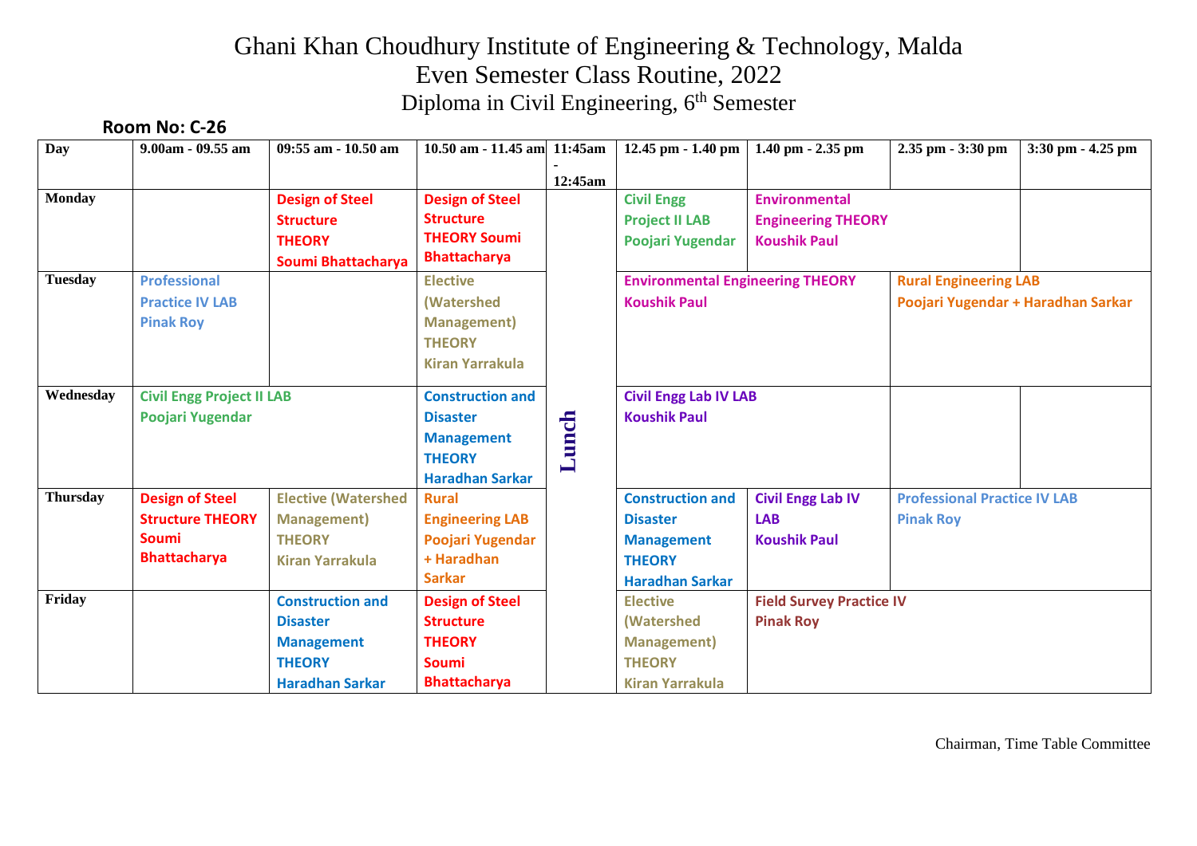# Ghani Khan Choudhury Institute of Engineering & Technology, Malda

## Even Semester Class Routine, 2022

### Diploma in Civil Engineering, 6th Semester

**Room No: C-26**

| Day | 9.00am - 09.55 am | 09:55 am - 10.50 am | 10.50 am - 11.45 am | 11:45am - 12:45am | 12.45 pm - 1.40 pm | 1.40 pm - 2.35 pm | 2.35 pm - 3:30 pm | 3:30 pm - 4.25 pm |
|---|---|---|---|---|---|---|---|---|
| **Monday** | | Design of Steel Structure THEORY Soumi Bhattacharya | Design of Steel Structure THEORY Soumi Bhattacharya | Lunch | Civil Engg Project II LAB Poojari Yugendar | Environmental Engineering THEORY Koushik Paul | | |
| **Tuesday** | Professional Practice IV LAB Pinak Roy | | Elective (Watershed Management) THEORY Kiran Yarrakula | | Environmental Engineering THEORY Koushik Paul | | Rural Engineering LAB Poojari Yugendar + Haradhan Sarkar | |
| **Wednesday** | Civil Engg Project II LAB Poojari Yugendar | | Construction and Disaster Management THEORY Haradhan Sarkar | | Civil Engg Lab IV LAB Koushik Paul | | | |
| **Thursday** | Design of Steel Structure THEORY Soumi Bhattacharya | Elective (Watershed Management) THEORY Kiran Yarrakula | Rural Engineering LAB Poojari Yugendar + Haradhan Sarkar | | Construction and Disaster Management THEORY Haradhan Sarkar | Civil Engg Lab IV LAB Koushik Paul | Professional Practice IV LAB Pinak Roy | |
| **Friday** | | Construction and Disaster Management THEORY Haradhan Sarkar | Design of Steel Structure THEORY Soumi Bhattacharya | | Elective (Watershed Management) THEORY Kiran Yarrakula | Field Survey Practice IV Pinak Roy | | |

Chairman, Time Table Committee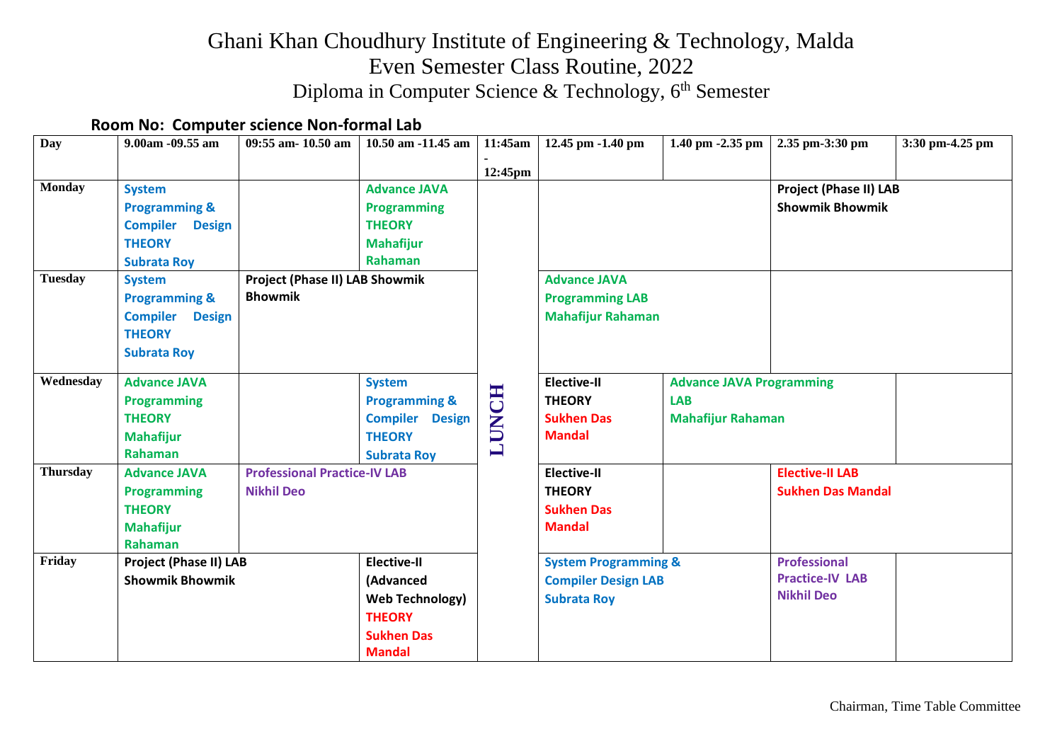# Ghani Khan Choudhury Institute of Engineering & Technology, Malda

## Even Semester Class Routine, 2022

### Diploma in Computer Science & Technology, 6th Semester

**Room No: Computer science Non-formal Lab**

| Day | 9.00am -09.55 am | 09:55 am- 10.50 am | 10.50 am -11.45 am | 11:45am - 12:45pm | 12.45 pm -1.40 pm | 1.40 pm -2.35 pm | 2.35 pm-3:30 pm | 3:30 pm-4.25 pm |
|---|---|---|---|---|---|---|---|---|
| **Monday** | **System Programming & Compiler Design THEORY Subrata Roy** | | **Advance JAVA Programming THEORY Mahafijur Rahaman** | LUNCH | | | **Project (Phase II) LAB Showmik Bhowmik** | |
| **Tuesday** | **System Programming & Compiler Design THEORY Subrata Roy** | **Project (Phase II) LAB Showmik Bhowmik** | | | **Advance JAVA Programming LAB Mahafijur Rahaman** | | | |
| **Wednesday** | **Advance JAVA Programming THEORY Mahafijur Rahaman** | | **System Programming & Compiler Design THEORY Subrata Roy** | | **Elective-II THEORY Sukhen Das Mandal** | **Advance JAVA Programming LAB Mahafijur Rahaman** | | |
| **Thursday** | **Advance JAVA Programming THEORY Mahafijur Rahaman** | **Professional Practice-IV LAB Nikhil Deo** | | | **Elective-II THEORY Sukhen Das Mandal** | | **Elective-II LAB Sukhen Das Mandal** | |
| **Friday** | **Project (Phase II) LAB Showmik Bhowmik** | | **Elective-II (Advanced Web Technology) THEORY Sukhen Das Mandal** | | **System Programming & Compiler Design LAB Subrata Roy** | | **Professional Practice-IV LAB Nikhil Deo** | |

Chairman, Time Table Committee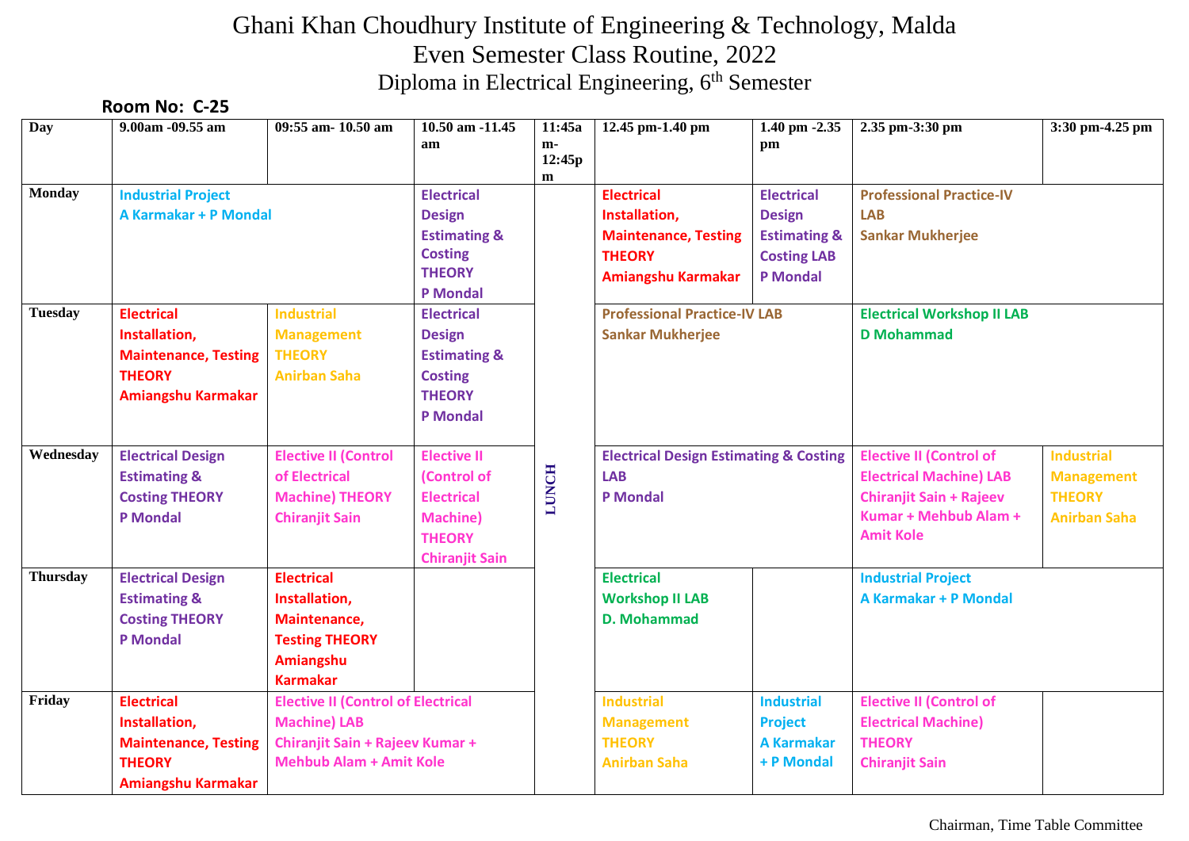# Ghani Khan Choudhury Institute of Engineering & Technology, Malda

## Even Semester Class Routine, 2022

### Diploma in Electrical Engineering, 6th Semester

**Room No: C-25**

| Day | 9.00am -09.55 am | 09:55 am- 10.50 am | 10.50 am -11.45 am | 11:45am-12:45pm | 12.45 pm-1.40 pm | 1.40 pm -2.35 pm | 2.35 pm-3:30 pm | 3:30 pm-4.25 pm |
|---|---|---|---|---|---|---|---|---|
| Monday | Industrial Project A Karmakar + P Mondal | | Electrical Design Estimating & Costing THEORY P Mondal | LUNCH | Electrical Installation, Maintenance, Testing THEORY Amiangshu Karmakar | Electrical Design Estimating & Costing LAB P Mondal | Professional Practice-IV LAB Sankar Mukherjee | |
| Tuesday | Electrical Installation, Maintenance, Testing THEORY Amiangshu Karmakar | Industrial Management THEORY Anirban Saha | Electrical Design Estimating & Costing THEORY P Mondal | | Professional Practice-IV LAB Sankar Mukherjee | | Electrical Workshop II LAB D Mohammad | |
| Wednesday | Electrical Design Estimating & Costing THEORY P Mondal | Elective II (Control of Electrical Machine) THEORY Chiranjit Sain | Elective II (Control of Electrical Machine) THEORY Chiranjit Sain | | Electrical Design Estimating & Costing LAB P Mondal | | Elective II (Control of Electrical Machine) LAB Chiranjit Sain + Rajeev Kumar + Mehbub Alam + Amit Kole | Industrial Management THEORY Anirban Saha |
| Thursday | Electrical Design Estimating & Costing THEORY P Mondal | Electrical Installation, Maintenance, Testing THEORY Amiangshu Karmakar | | | Electrical Workshop II LAB D. Mohammad | | Industrial Project A Karmakar + P Mondal | |
| Friday | Electrical Installation, Maintenance, Testing THEORY Amiangshu Karmakar | Elective II (Control of Electrical Machine) LAB Chiranjit Sain + Rajeev Kumar + Mehbub Alam + Amit Kole | | | Industrial Management THEORY Anirban Saha | Industrial Project A Karmakar + P Mondal | Elective II (Control of Electrical Machine) THEORY Chiranjit Sain | |

Chairman, Time Table Committee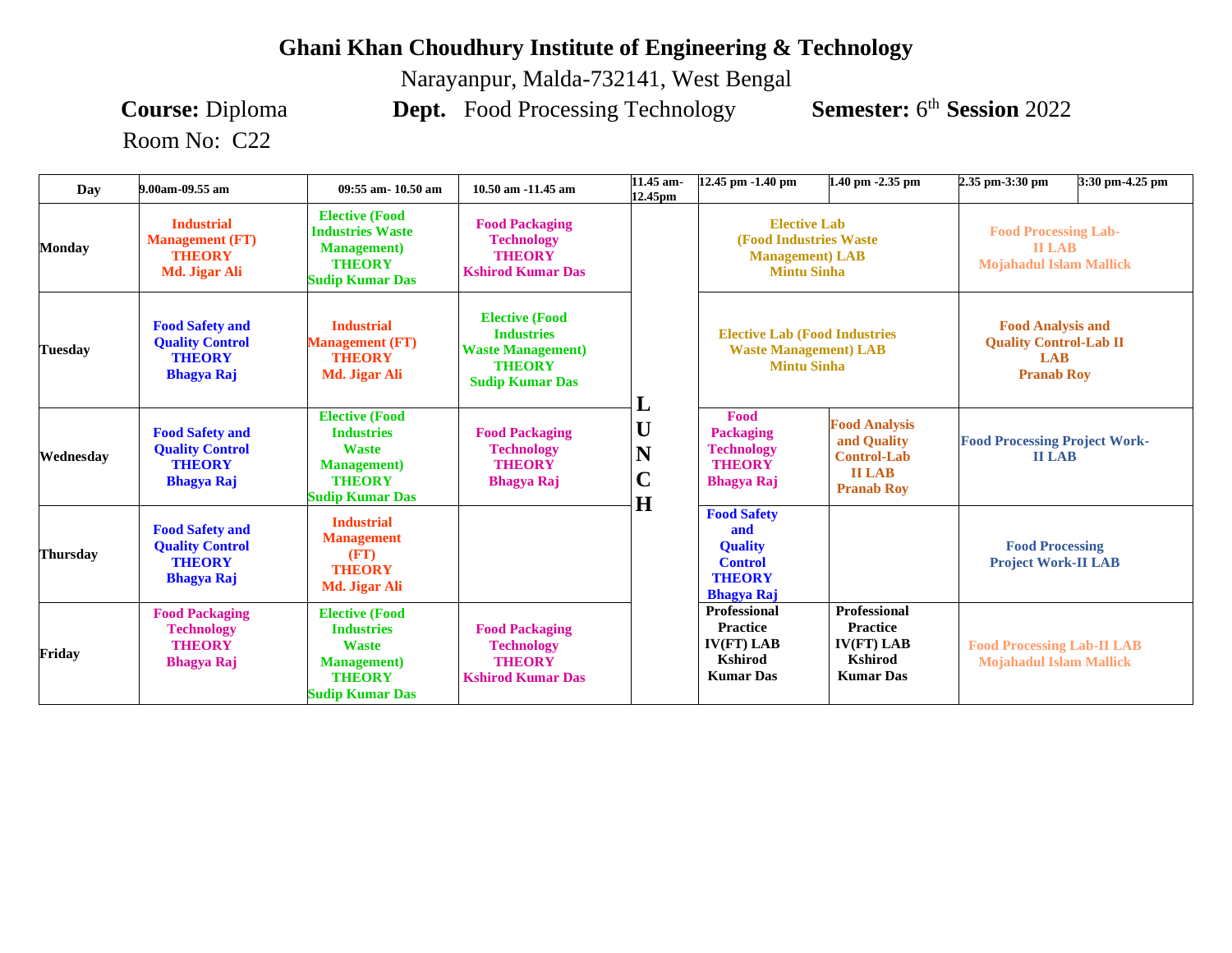# Ghani Khan Choudhury Institute of Engineering & Technology

Narayanpur, Malda-732141, West Bengal

**Course:** Diploma **Dept.** Food Processing Technology **Semester:** 6th **Session** 2022

Room No: C22

| Day | 9.00am-09.55 am | 09:55 am- 10.50 am | 10.50 am -11.45 am | 11.45 am-12.45pm | 12.45 pm -1.40 pm | 1.40 pm -2.35 pm | 2.35 pm-3:30 pm | 3:30 pm-4.25 pm |
|---|---|---|---|---|---|---|---|---|
| Monday | Industrial Management (FT) THEORY Md. Jigar Ali | Elective (Food Industries Waste Management) THEORY Sudip Kumar Das | Food Packaging Technology THEORY Kshirod Kumar Das | LUNCH | Elective Lab (Food Industries Waste Management) LAB Mintu Sinha | | Food Processing Lab-II LAB Mojahadul Islam Mallick | |
| Tuesday | Food Safety and Quality Control THEORY Bhagya Raj | Industrial Management (FT) THEORY Md. Jigar Ali | Elective (Food Industries Waste Management) THEORY Sudip Kumar Das | | Elective Lab (Food Industries Waste Management) LAB Mintu Sinha | | Food Analysis and Quality Control-Lab II LAB Pranab Roy | |
| Wednesday | Food Safety and Quality Control THEORY Bhagya Raj | Elective (Food Industries Waste Management) THEORY Sudip Kumar Das | Food Packaging Technology THEORY Bhagya Raj | | Food Packaging Technology THEORY Bhagya Raj | Food Analysis and Quality Control-Lab II LAB Pranab Roy | Food Processing Project Work-II LAB | |
| Thursday | Food Safety and Quality Control THEORY Bhagya Raj | Industrial Management (FT) THEORY Md. Jigar Ali | | | Food Safety and Quality Control THEORY Bhagya Raj | | Food Processing Project Work-II LAB | |
| Friday | Food Packaging Technology THEORY Bhagya Raj | Elective (Food Industries Waste Management) THEORY Sudip Kumar Das | Food Packaging Technology THEORY Kshirod Kumar Das | | Professional Practice IV(FT) LAB Kshirod Kumar Das | Professional Practice IV(FT) LAB Kshirod Kumar Das | Food Processing Lab-II LAB Mojahadul Islam Mallick | |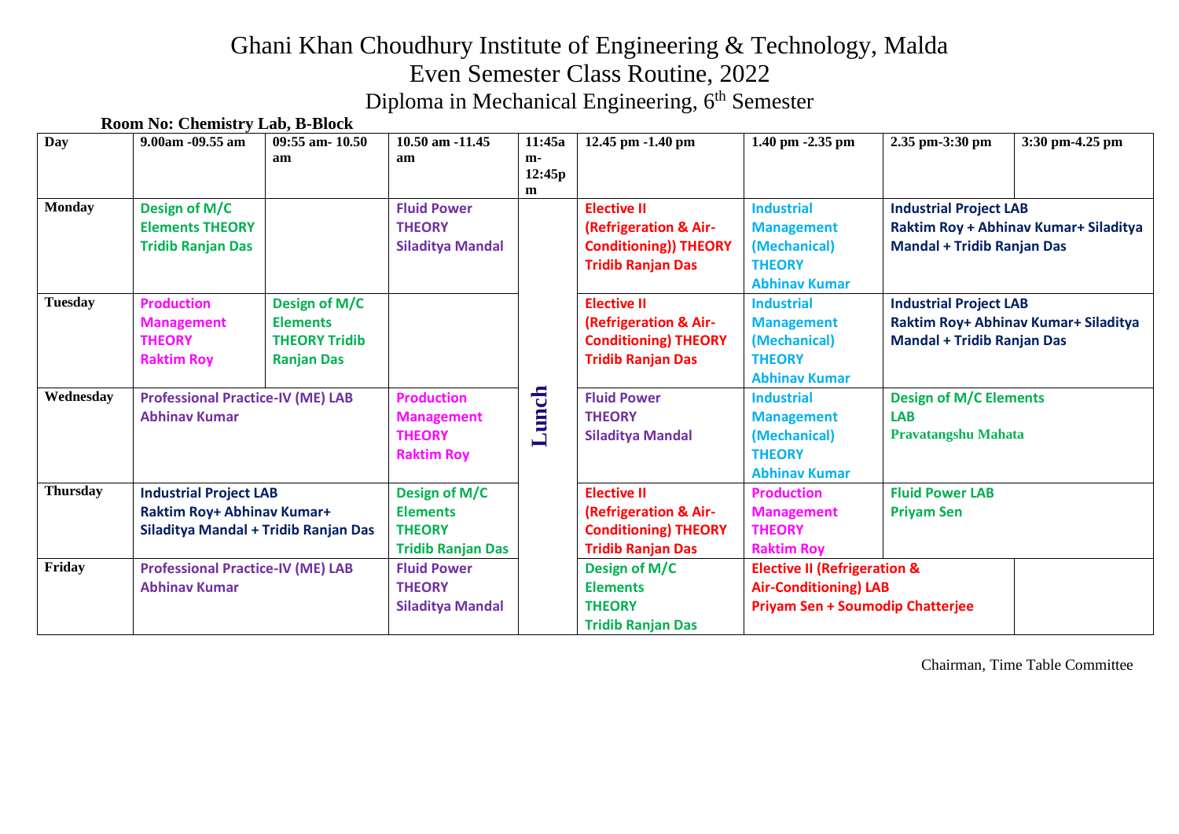# Ghani Khan Choudhury Institute of Engineering & Technology, Malda

## Even Semester Class Routine, 2022

### Diploma in Mechanical Engineering, 6th Semester

**Room No: Chemistry Lab, B-Block**

| Day | 9.00am -09.55 am | 09:55 am- 10.50 am | 10.50 am -11.45 am | 11:45am-12:45pm | 12.45 pm -1.40 pm | 1.40 pm -2.35 pm | 2.35 pm-3:30 pm | 3:30 pm-4.25 pm |
|---|---|---|---|---|---|---|---|---|
| **Monday** | Design of M/C Elements THEORY Tridib Ranjan Das | | Fluid Power THEORY Siladitya Mandal | Lunch | Elective II (Refrigeration & Air-Conditioning)) THEORY Tridib Ranjan Das | Industrial Management (Mechanical) THEORY Abhinav Kumar | Industrial Project LAB Raktim Roy + Abhinav Kumar+ Siladitya Mandal + Tridib Ranjan Das | |
| **Tuesday** | Production Management THEORY Raktim Roy | Design of M/C Elements THEORY Tridib Ranjan Das | | Lunch | Elective II (Refrigeration & Air-Conditioning) THEORY Tridib Ranjan Das | Industrial Management (Mechanical) THEORY Abhinav Kumar | Industrial Project LAB Raktim Roy+ Abhinav Kumar+ Siladitya Mandal + Tridib Ranjan Das | |
| **Wednesday** | Professional Practice-IV (ME) LAB Abhinav Kumar | | Production Management THEORY Raktim Roy | Lunch | Fluid Power THEORY Siladitya Mandal | Industrial Management (Mechanical) THEORY Abhinav Kumar | Design of M/C Elements LAB Pravatangshu Mahata | |
| **Thursday** | Industrial Project LAB Raktim Roy+ Abhinav Kumar+ Siladitya Mandal + Tridib Ranjan Das | | Design of M/C Elements THEORY Tridib Ranjan Das | Lunch | Elective II (Refrigeration & Air-Conditioning) THEORY Tridib Ranjan Das | Production Management THEORY Raktim Roy | Fluid Power LAB Priyam Sen | |
| **Friday** | Professional Practice-IV (ME) LAB Abhinav Kumar | | Fluid Power THEORY Siladitya Mandal | Lunch | Design of M/C Elements THEORY Tridib Ranjan Das | Elective II (Refrigeration & Air-Conditioning) LAB Priyam Sen + Soumodip Chatterjee | | |

Chairman, Time Table Committee